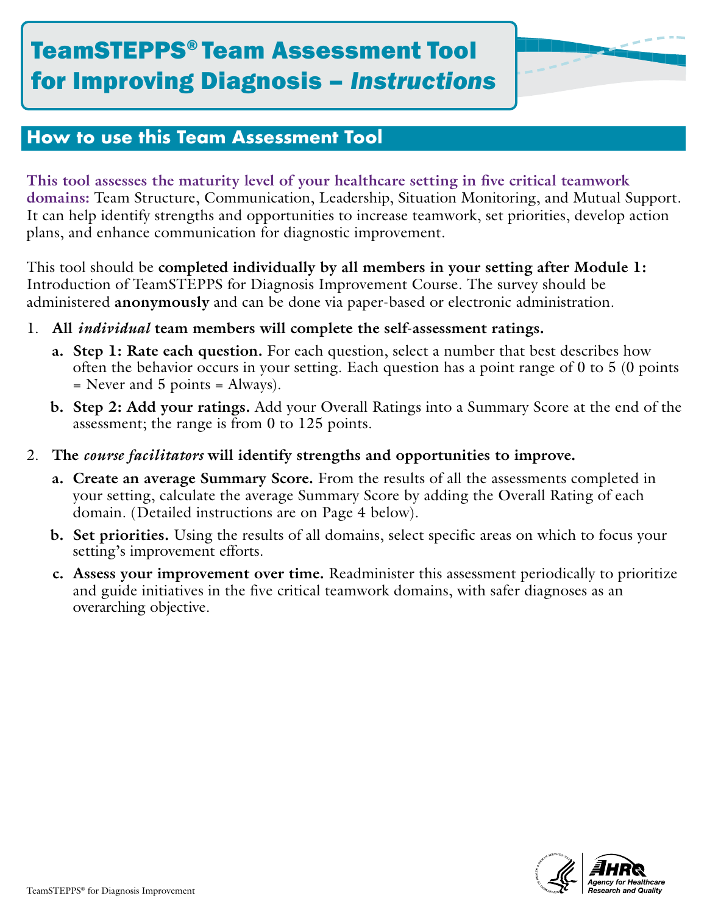# TeamSTEPPS® Team Assessment Tool for Improving Diagnosis – *Instructions*

## How to use this Team Assessment Tool

**This tool assesses the maturity level of your healthcare setting in five critical teamwork domains:** Team Structure, Communication, Leadership, Situation Monitoring, and Mutual Support. It can help identify strengths and opportunities to increase teamwork, set priorities, develop action plans, and enhance communication for diagnostic improvement.

This tool should be **completed individually by all members in your setting after Module 1:** Introduction of TeamSTEPPS for Diagnosis Improvement Course. The survey should be administered **anonymously** and can be done via paper-based or electronic administration.

1. **All *individual* team members will complete the self-assessment ratings.**
   a. **Step 1: Rate each question.** For each question, select a number that best describes how often the behavior occurs in your setting. Each question has a point range of 0 to 5 (0 points = Never and 5 points = Always).
   b. **Step 2: Add your ratings.** Add your Overall Ratings into a Summary Score at the end of the assessment; the range is from 0 to 125 points.

2. **The *course facilitators* will identify strengths and opportunities to improve.**
   a. **Create an average Summary Score.** From the results of all the assessments completed in your setting, calculate the average Summary Score by adding the Overall Rating of each domain. (Detailed instructions are on Page 4 below).
   b. **Set priorities.** Using the results of all domains, select specific areas on which to focus your setting's improvement efforts.
   c. **Assess your improvement over time.** Readminister this assessment periodically to prioritize and guide initiatives in the five critical teamwork domains, with safer diagnoses as an overarching objective.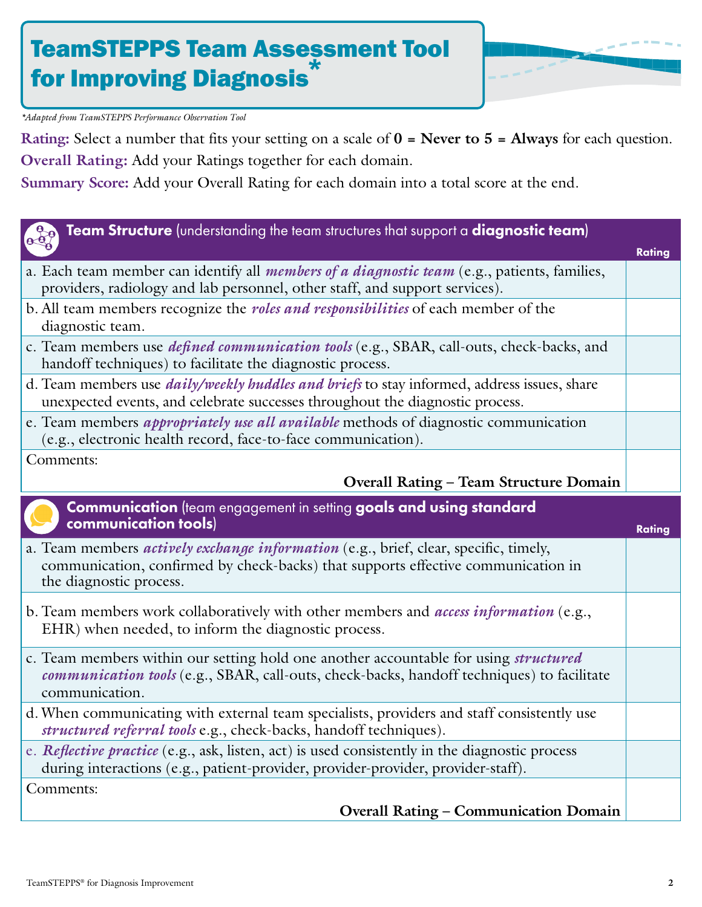# TeamSTEPPS Team Assessment Tool for Improving Diagnosis*

*Adapted from TeamSTEPPS Performance Observation Tool*

**Rating:** Select a number that fits your setting on a scale of **0 = Never to 5 = Always** for each question.

**Overall Rating:** Add your Ratings together for each domain.

**Summary Score:** Add your Overall Rating for each domain into a total score at the end.

| **Team Structure** (understanding the team structures that support a **diagnostic team**) | Rating |
|---|---|
| a. Each team member can identify all ***members of a diagnostic team*** (e.g., patients, families, providers, radiology and lab personnel, other staff, and support services). | |
| b. All team members recognize the ***roles and responsibilities*** of each member of the diagnostic team. | |
| c. Team members use ***defined communication tools*** (e.g., SBAR, call-outs, check-backs, and handoff techniques) to facilitate the diagnostic process. | |
| d. Team members use ***daily/weekly huddles and briefs*** to stay informed, address issues, share unexpected events, and celebrate successes throughout the diagnostic process. | |
| e. Team members ***appropriately use all available*** methods of diagnostic communication (e.g., electronic health record, face-to-face communication). | |
| Comments: **Overall Rating – Team Structure Domain** | |

| **Communication** (team engagement in setting **goals and using standard communication tools**) | Rating |
|---|---|
| a. Team members ***actively exchange information*** (e.g., brief, clear, specific, timely, communication, confirmed by check-backs) that supports effective communication in the diagnostic process. | |
| b. Team members work collaboratively with other members and ***access information*** (e.g., EHR) when needed, to inform the diagnostic process. | |
| c. Team members within our setting hold one another accountable for using ***structured communication tools*** (e.g., SBAR, call-outs, check-backs, handoff techniques) to facilitate communication. | |
| d. When communicating with external team specialists, providers and staff consistently use ***structured referral tools*** e.g., check-backs, handoff techniques). | |
| e. ***Reflective practice*** (e.g., ask, listen, act) is used consistently in the diagnostic process during interactions (e.g., patient-provider, provider-provider, provider-staff). | |
| Comments: **Overall Rating – Communication Domain** | |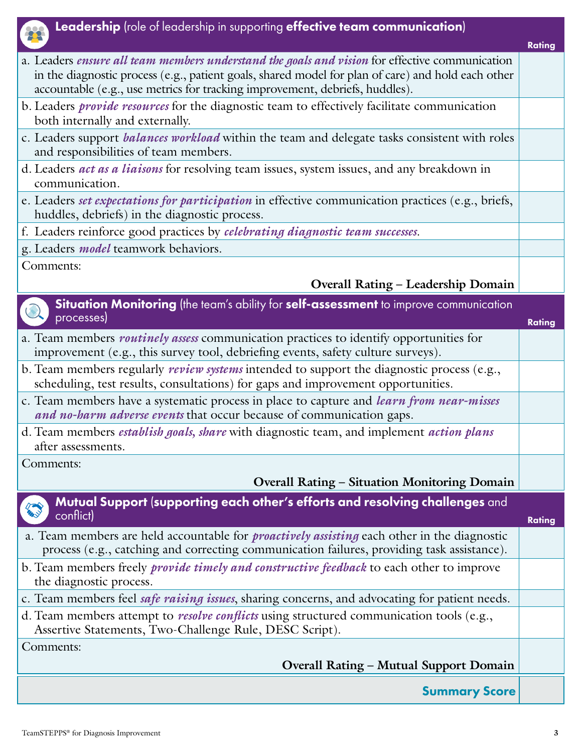| **Leadership** (role of leadership in supporting **effective team communication**) | Rating |
|---|---|
| a. Leaders ***ensure all team members understand the goals and vision*** for effective communication in the diagnostic process (e.g., patient goals, shared model for plan of care) and hold each other accountable (e.g., use metrics for tracking improvement, debriefs, huddles). | |
| b. Leaders ***provide resources*** for the diagnostic team to effectively facilitate communication both internally and externally. | |
| c. Leaders support ***balances workload*** within the team and delegate tasks consistent with roles and responsibilities of team members. | |
| d. Leaders ***act as a liaisons*** for resolving team issues, system issues, and any breakdown in communication. | |
| e. Leaders ***set expectations for participation*** in effective communication practices (e.g., briefs, huddles, debriefs) in the diagnostic process. | |
| f. Leaders reinforce good practices by ***celebrating diagnostic team successes***. | |
| g. Leaders ***model*** teamwork behaviors. | |
| Comments: | |
| **Overall Rating – Leadership Domain** | |

| **Situation Monitoring** (the team's ability for **self-assessment** to improve communication processes) | Rating |
|---|---|
| a. Team members ***routinely assess*** communication practices to identify opportunities for improvement (e.g., this survey tool, debriefing events, safety culture surveys). | |
| b. Team members regularly ***review systems*** intended to support the diagnostic process (e.g., scheduling, test results, consultations) for gaps and improvement opportunities. | |
| c. Team members have a systematic process in place to capture and ***learn from near-misses and no-harm adverse events*** that occur because of communication gaps. | |
| d. Team members ***establish goals, share*** with diagnostic team, and implement ***action plans*** after assessments. | |
| Comments: | |
| **Overall Rating – Situation Monitoring Domain** | |

| **Mutual Support** (**supporting each other's efforts and resolving challenges** and conflict) | Rating |
|---|---|
| a. Team members are held accountable for ***proactively assisting*** each other in the diagnostic process (e.g., catching and correcting communication failures, providing task assistance). | |
| b. Team members freely ***provide timely and constructive feedback*** to each other to improve the diagnostic process. | |
| c. Team members feel ***safe raising issues***, sharing concerns, and advocating for patient needs. | |
| d. Team members attempt to ***resolve conflicts*** using structured communication tools (e.g., Assertive Statements, Two-Challenge Rule, DESC Script). | |
| Comments: | |
| **Overall Rating – Mutual Support Domain** | |

| | |
|---|---|
| **Summary Score** | |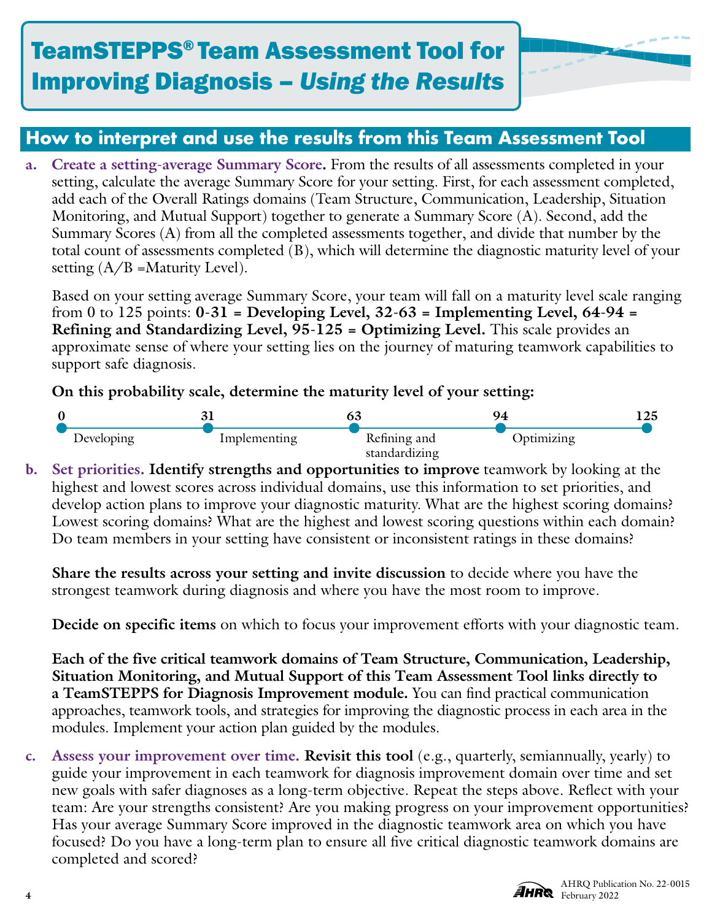# TeamSTEPPS® Team Assessment Tool for Improving Diagnosis – *Using the Results*

## How to interpret and use the results from this Team Assessment Tool

**a. Create a setting-average Summary Score.** From the results of all assessments completed in your setting, calculate the average Summary Score for your setting. First, for each assessment completed, add each of the Overall Ratings domains (Team Structure, Communication, Leadership, Situation Monitoring, and Mutual Support) together to generate a Summary Score (A). Second, add the Summary Scores (A) from all the completed assessments together, and divide that number by the total count of assessments completed (B), which will determine the diagnostic maturity level of your setting (A/B =Maturity Level).

Based on your setting average Summary Score, your team will fall on a maturity level scale ranging from 0 to 125 points: **0-31 = Developing Level, 32-63 = Implementing Level, 64-94 = Refining and Standardizing Level, 95-125 = Optimizing Level.** This scale provides an approximate sense of where your setting lies on the journey of maturing teamwork capabilities to support safe diagnosis.

**On this probability scale, determine the maturity level of your setting:**

0 31 63 94 125

Developing Implementing Refining and standardizing Optimizing

**b. Set priorities. Identify strengths and opportunities to improve** teamwork by looking at the highest and lowest scores across individual domains, use this information to set priorities, and develop action plans to improve your diagnostic maturity. What are the highest scoring domains? Lowest scoring domains? What are the highest and lowest scoring questions within each domain? Do team members in your setting have consistent or inconsistent ratings in these domains?

**Share the results across your setting and invite discussion** to decide where you have the strongest teamwork during diagnosis and where you have the most room to improve.

**Decide on specific items** on which to focus your improvement efforts with your diagnostic team.

**Each of the five critical teamwork domains of Team Structure, Communication, Leadership, Situation Monitoring, and Mutual Support of this Team Assessment Tool links directly to a TeamSTEPPS for Diagnosis Improvement module.** You can find practical communication approaches, teamwork tools, and strategies for improving the diagnostic process in each area in the modules. Implement your action plan guided by the modules.

**c. Assess your improvement over time. Revisit this tool** (e.g., quarterly, semiannually, yearly) to guide your improvement in each teamwork for diagnosis improvement domain over time and set new goals with safer diagnoses as a long-term objective. Repeat the steps above. Reflect with your team: Are your strengths consistent? Are you making progress on your improvement opportunities? Has your average Summary Score improved in the diagnostic teamwork area on which you have focused? Do you have a long-term plan to ensure all five critical diagnostic teamwork domains are completed and scored?

AHRQ Publication No. 22-0015
February 2022